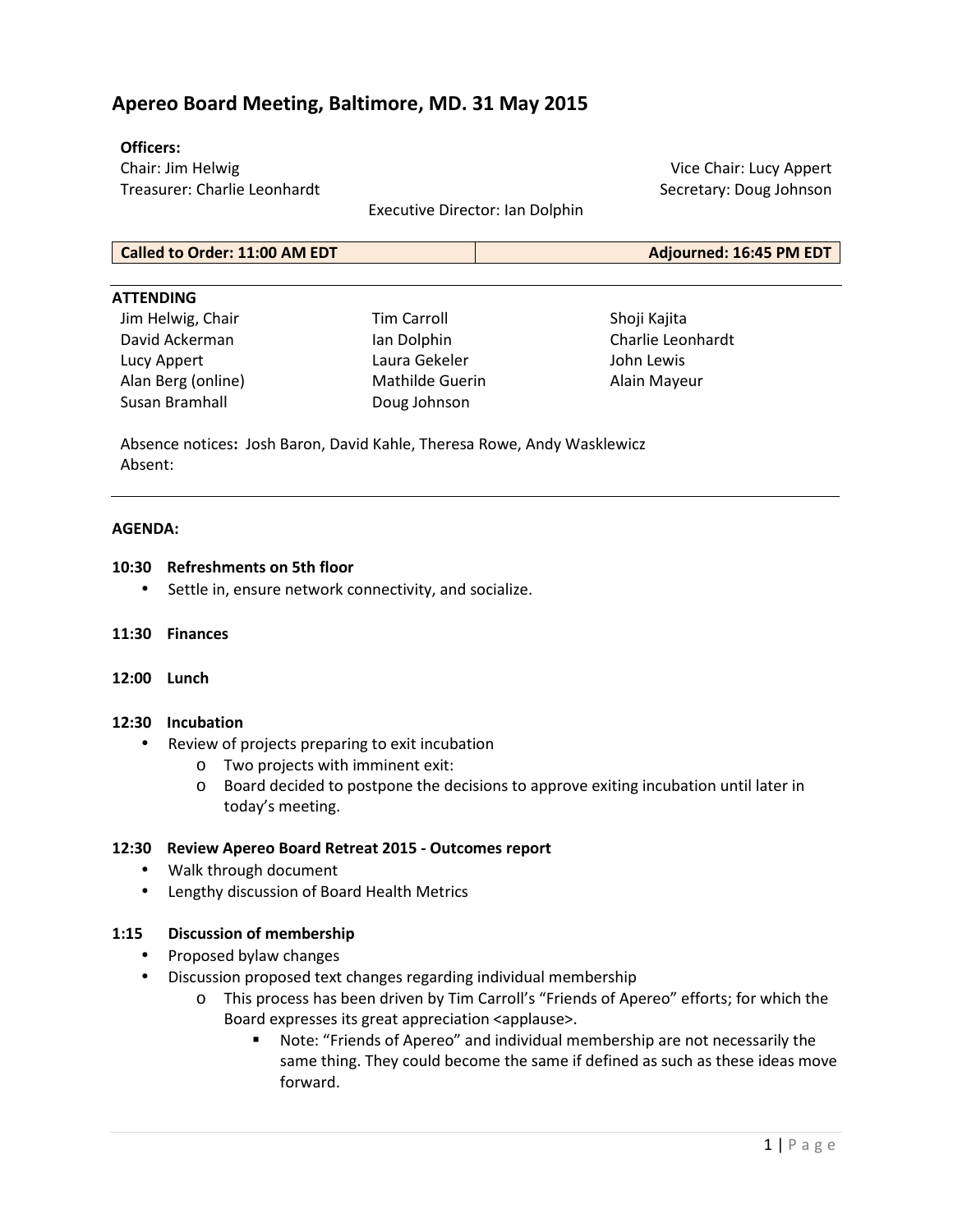# Apereo Board Meeting, Baltimore, MD. 31 May 2015

**Officers:**

Chair: Jim Helwig

Vice Chair: Lucy Appert

Treasurer: Charlie Leonhardt

Secretary: Doug Johnson

Executive Director: Ian Dolphin

| **Called to Order: 11:00 AM EDT** | **Adjourned: 16:45 PM EDT** |
|---|---|

**ATTENDING**

| | | |
|---|---|---|
| Jim Helwig, Chair | Tim Carroll | Shoji Kajita |
| David Ackerman | Ian Dolphin | Charlie Leonhardt |
| Lucy Appert | Laura Gekeler | John Lewis |
| Alan Berg (online) | Mathilde Guerin | Alain Mayeur |
| Susan Bramhall | Doug Johnson | |

Absence notices**:** Josh Baron, David Kahle, Theresa Rowe, Andy Wasklewicz

Absent:

---

**AGENDA:**

**10:30 Refreshments on 5th floor**

- Settle in, ensure network connectivity, and socialize.

**11:30 Finances**

**12:00 Lunch**

**12:30 Incubation**

- Review of projects preparing to exit incubation
  - Two projects with imminent exit:
  - Board decided to postpone the decisions to approve exiting incubation until later in today's meeting.

**12:30 Review Apereo Board Retreat 2015 - Outcomes report**

- Walk through document
- Lengthy discussion of Board Health Metrics

**1:15 Discussion of membership**

- Proposed bylaw changes
- Discussion proposed text changes regarding individual membership
  - This process has been driven by Tim Carroll's "Friends of Apereo" efforts; for which the Board expresses its great appreciation <applause>.
    - Note: "Friends of Apereo" and individual membership are not necessarily the same thing. They could become the same if defined as such as these ideas move forward.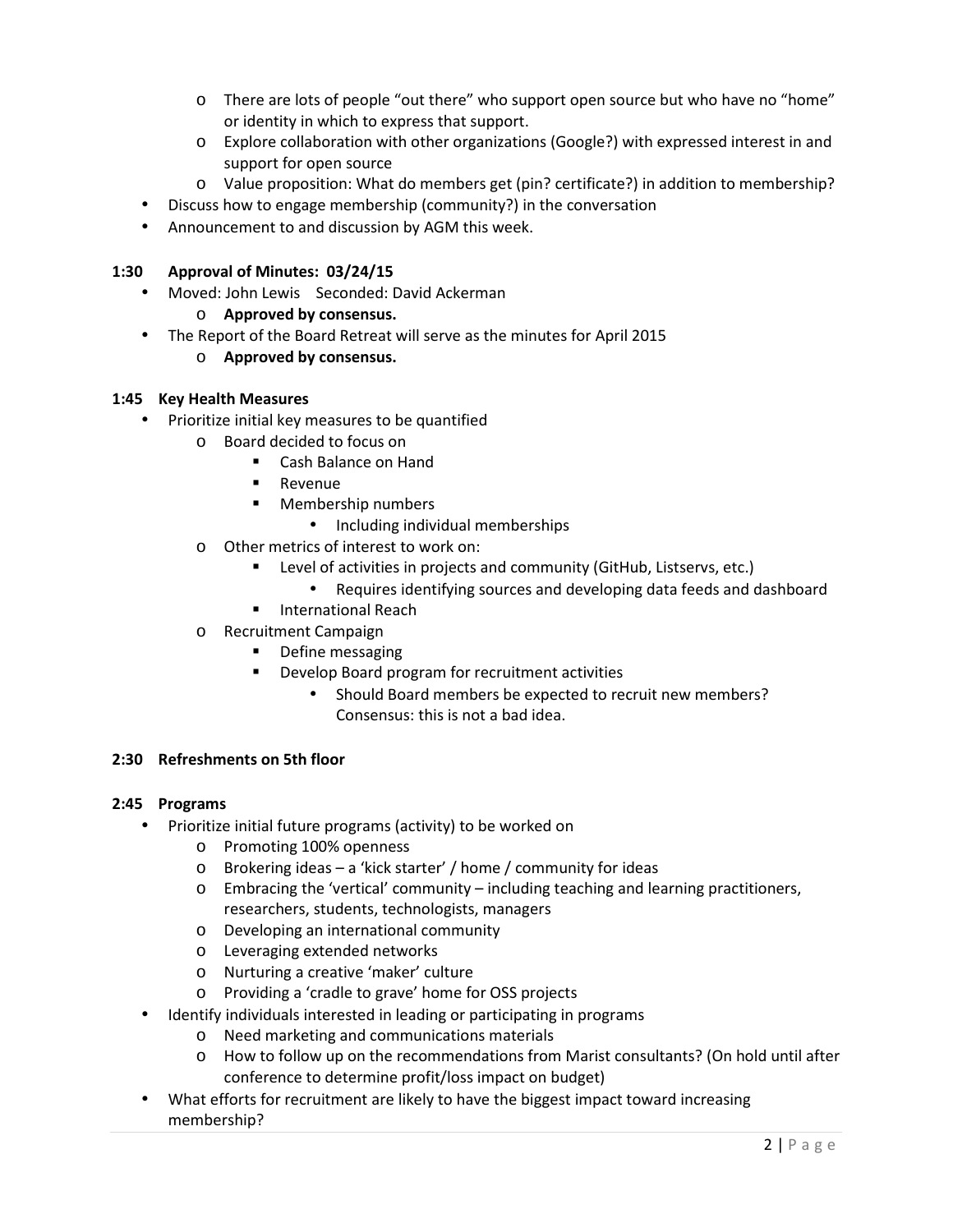- There are lots of people "out there" who support open source but who have no "home" or identity in which to express that support.
    - Explore collaboration with other organizations (Google?) with expressed interest in and support for open source
    - Value proposition: What do members get (pin? certificate?) in addition to membership?
- Discuss how to engage membership (community?) in the conversation
- Announcement to and discussion by AGM this week.

**1:30 Approval of Minutes: 03/24/15**

- Moved: John Lewis Seconded: David Ackerman
    - **Approved by consensus.**
- The Report of the Board Retreat will serve as the minutes for April 2015
    - **Approved by consensus.**

**1:45 Key Health Measures**

- Prioritize initial key measures to be quantified
    - Board decided to focus on
        - Cash Balance on Hand
        - Revenue
        - Membership numbers
            - Including individual memberships
    - Other metrics of interest to work on:
        - Level of activities in projects and community (GitHub, Listservs, etc.)
            - Requires identifying sources and developing data feeds and dashboard
        - International Reach
    - Recruitment Campaign
        - Define messaging
        - Develop Board program for recruitment activities
            - Should Board members be expected to recruit new members? Consensus: this is not a bad idea.

**2:30 Refreshments on 5th floor**

**2:45 Programs**

- Prioritize initial future programs (activity) to be worked on
    - Promoting 100% openness
    - Brokering ideas – a 'kick starter' / home / community for ideas
    - Embracing the 'vertical' community – including teaching and learning practitioners, researchers, students, technologists, managers
    - Developing an international community
    - Leveraging extended networks
    - Nurturing a creative 'maker' culture
    - Providing a 'cradle to grave' home for OSS projects
- Identify individuals interested in leading or participating in programs
    - Need marketing and communications materials
    - How to follow up on the recommendations from Marist consultants? (On hold until after conference to determine profit/loss impact on budget)
- What efforts for recruitment are likely to have the biggest impact toward increasing membership?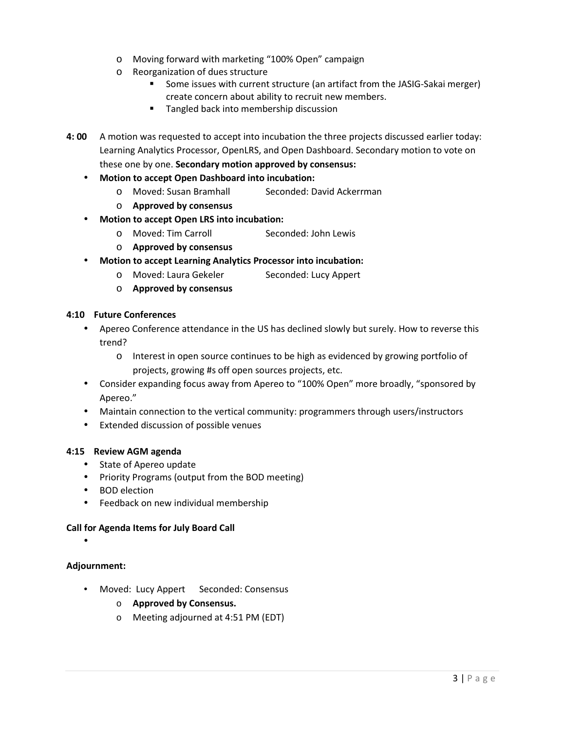- Moving forward with marketing "100% Open" campaign
- Reorganization of dues structure
  - Some issues with current structure (an artifact from the JASIG-Sakai merger) create concern about ability to recruit new members.
  - Tangled back into membership discussion

**4: 00** A motion was requested to accept into incubation the three projects discussed earlier today: Learning Analytics Processor, OpenLRS, and Open Dashboard. Secondary motion to vote on these one by one. **Secondary motion approved by consensus:**

- **Motion to accept Open Dashboard into incubation:**
  - Moved: Susan Bramhall Seconded: David Ackerrman
  - **Approved by consensus**
- **Motion to accept Open LRS into incubation:**
  - Moved: Tim Carroll Seconded: John Lewis
  - **Approved by consensus**
- **Motion to accept Learning Analytics Processor into incubation:**
  - Moved: Laura Gekeler Seconded: Lucy Appert
  - **Approved by consensus**

**4:10 Future Conferences**

- Apereo Conference attendance in the US has declined slowly but surely. How to reverse this trend?
  - Interest in open source continues to be high as evidenced by growing portfolio of projects, growing #s off open sources projects, etc.
- Consider expanding focus away from Apereo to "100% Open" more broadly, "sponsored by Apereo."
- Maintain connection to the vertical community: programmers through users/instructors
- Extended discussion of possible venues

**4:15 Review AGM agenda**

- State of Apereo update
- Priority Programs (output from the BOD meeting)
- BOD election
- Feedback on new individual membership

**Call for Agenda Items for July Board Call**

-

**Adjournment:**

- Moved: Lucy Appert Seconded: Consensus
  - **Approved by Consensus.**
  - Meeting adjourned at 4:51 PM (EDT)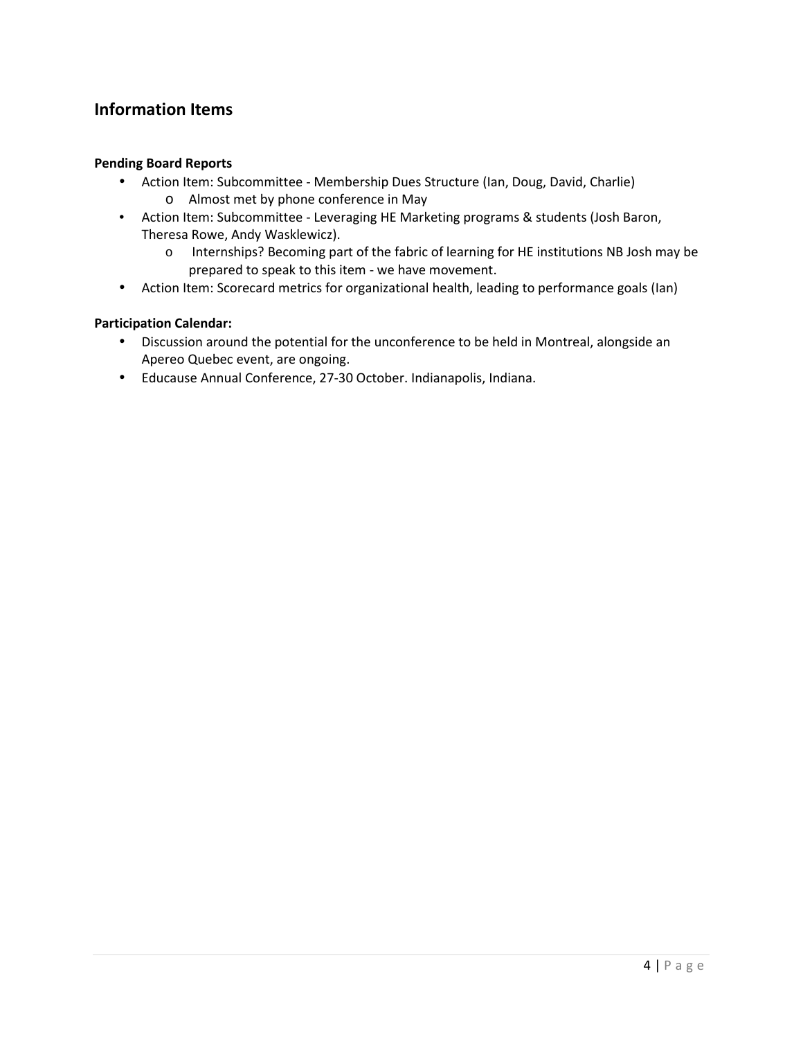## Information Items

**Pending Board Reports**

- Action Item: Subcommittee - Membership Dues Structure (Ian, Doug, David, Charlie)
    - Almost met by phone conference in May
- Action Item: Subcommittee - Leveraging HE Marketing programs & students (Josh Baron, Theresa Rowe, Andy Wasklewicz).
    - Internships? Becoming part of the fabric of learning for HE institutions NB Josh may be prepared to speak to this item - we have movement.
- Action Item: Scorecard metrics for organizational health, leading to performance goals (Ian)

**Participation Calendar:**

- Discussion around the potential for the unconference to be held in Montreal, alongside an Apereo Quebec event, are ongoing.
- Educause Annual Conference, 27-30 October. Indianapolis, Indiana.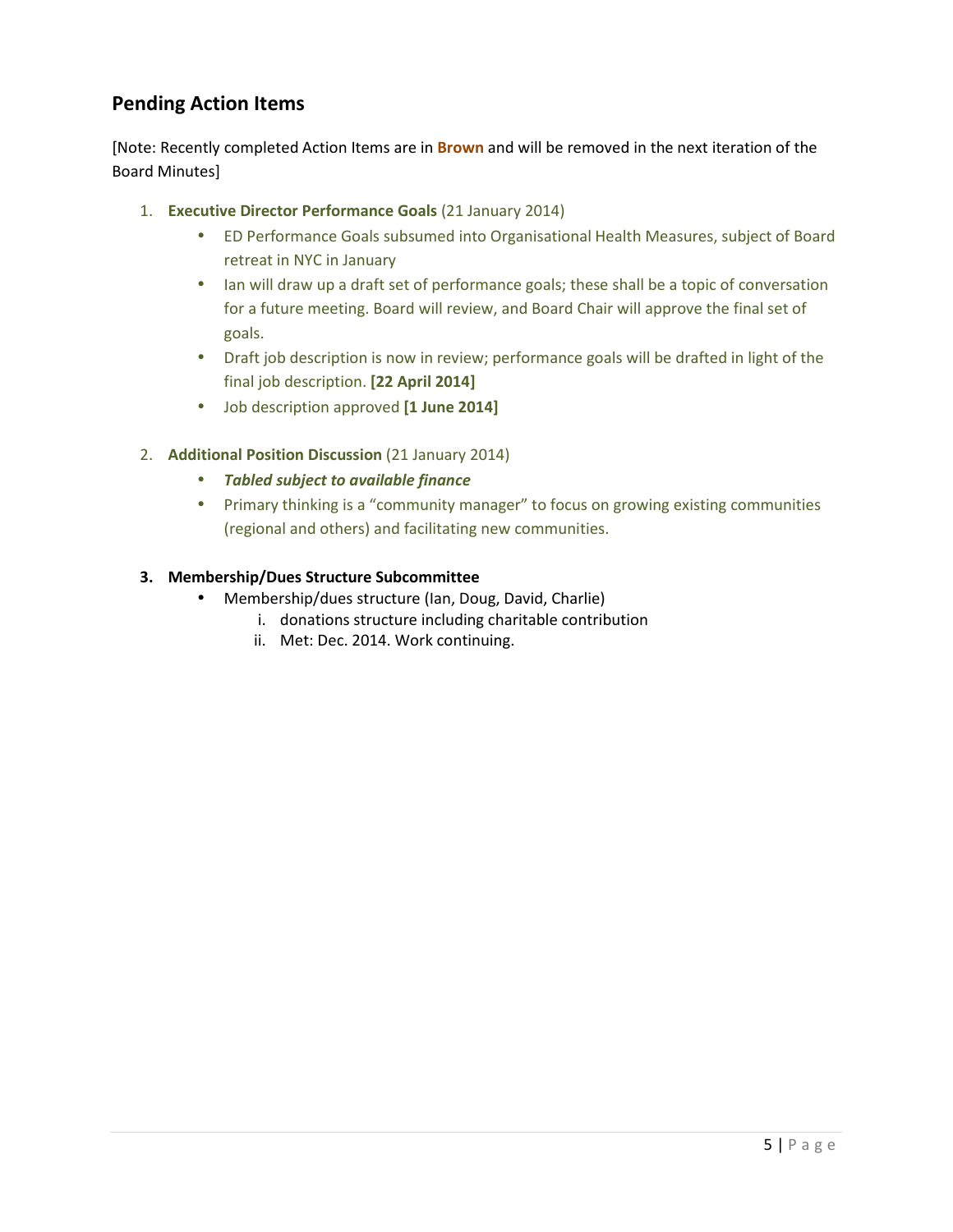## Pending Action Items

[Note: Recently completed Action Items are in **Brown** and will be removed in the next iteration of the Board Minutes]

1. **Executive Director Performance Goals** (21 January 2014)
   - ED Performance Goals subsumed into Organisational Health Measures, subject of Board retreat in NYC in January
   - Ian will draw up a draft set of performance goals; these shall be a topic of conversation for a future meeting. Board will review, and Board Chair will approve the final set of goals.
   - Draft job description is now in review; performance goals will be drafted in light of the final job description. **[22 April 2014]**
   - Job description approved **[1 June 2014]**

2. **Additional Position Discussion** (21 January 2014)
   - ***Tabled subject to available finance***
   - Primary thinking is a "community manager" to focus on growing existing communities (regional and others) and facilitating new communities.

3. **Membership/Dues Structure Subcommittee**
   - Membership/dues structure (Ian, Doug, David, Charlie)
     1. donations structure including charitable contribution
     2. Met: Dec. 2014. Work continuing.